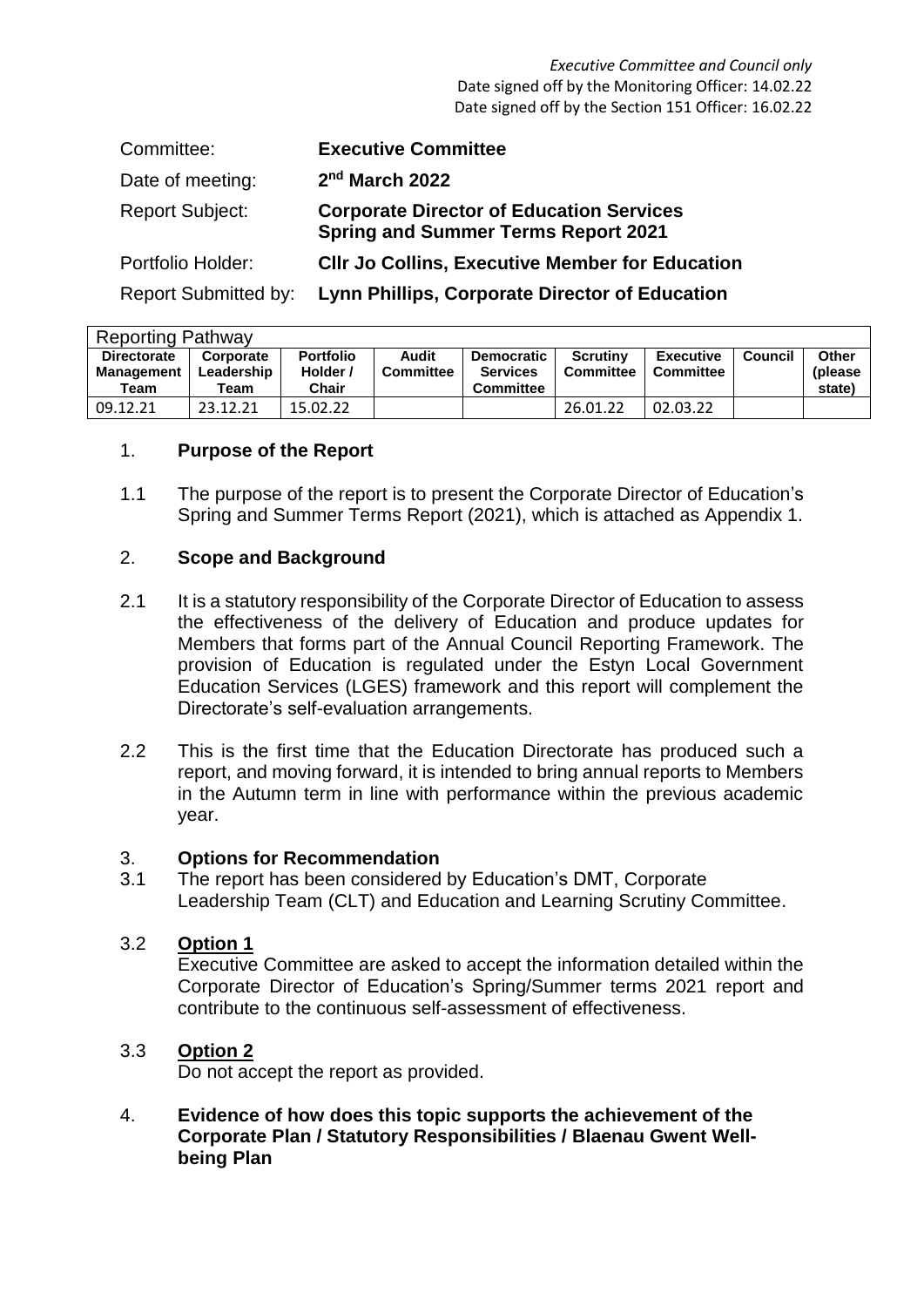*Executive Committee and Council only*
Date signed off by the Monitoring Officer: 14.02.22
Date signed off by the Section 151 Officer: 16.02.22

| | |
|---|---|
| Committee: | **Executive Committee** |
| Date of meeting: | **2nd March 2022** |
| Report Subject: | **Corporate Director of Education Services Spring and Summer Terms Report 2021** |
| Portfolio Holder: | **Cllr Jo Collins, Executive Member for Education** |
| Report Submitted by: | **Lynn Phillips, Corporate Director of Education** |

| Reporting Pathway | | | | | | | | |
|---|---|---|---|---|---|---|---|---|
| **Directorate Management Team** | **Corporate Leadership Team** | **Portfolio Holder / Chair** | **Audit Committee** | **Democratic Services Committee** | **Scrutiny Committee** | **Executive Committee** | **Council** | **Other (please state)** |
| 09.12.21 | 23.12.21 | 15.02.22 | | | 26.01.22 | 02.03.22 | | |

1. **Purpose of the Report**

1.1 The purpose of the report is to present the Corporate Director of Education's Spring and Summer Terms Report (2021), which is attached as Appendix 1.

2. **Scope and Background**

2.1 It is a statutory responsibility of the Corporate Director of Education to assess the effectiveness of the delivery of Education and produce updates for Members that forms part of the Annual Council Reporting Framework. The provision of Education is regulated under the Estyn Local Government Education Services (LGES) framework and this report will complement the Directorate's self-evaluation arrangements.

2.2 This is the first time that the Education Directorate has produced such a report, and moving forward, it is intended to bring annual reports to Members in the Autumn term in line with performance within the previous academic year.

3. **Options for Recommendation**

3.1 The report has been considered by Education's DMT, Corporate Leadership Team (CLT) and Education and Learning Scrutiny Committee.

3.2 **Option 1**

Executive Committee are asked to accept the information detailed within the Corporate Director of Education's Spring/Summer terms 2021 report and contribute to the continuous self-assessment of effectiveness.

3.3 **Option 2**

Do not accept the report as provided.

4. **Evidence of how does this topic supports the achievement of the Corporate Plan / Statutory Responsibilities / Blaenau Gwent Well-being Plan**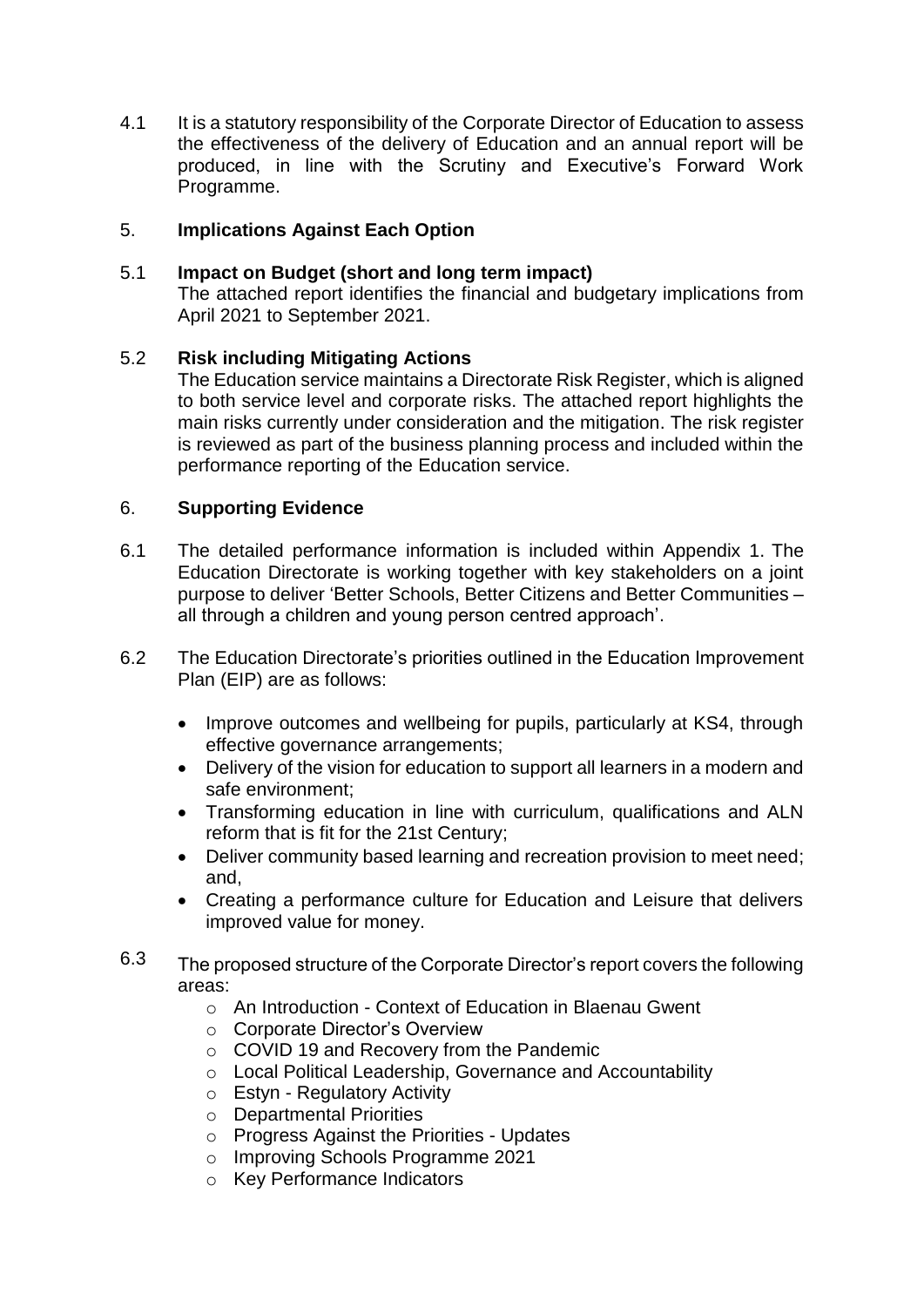4.1 It is a statutory responsibility of the Corporate Director of Education to assess the effectiveness of the delivery of Education and an annual report will be produced, in line with the Scrutiny and Executive's Forward Work Programme.

## 5. Implications Against Each Option

### 5.1 Impact on Budget (short and long term impact)

The attached report identifies the financial and budgetary implications from April 2021 to September 2021.

### 5.2 Risk including Mitigating Actions

The Education service maintains a Directorate Risk Register, which is aligned to both service level and corporate risks. The attached report highlights the main risks currently under consideration and the mitigation. The risk register is reviewed as part of the business planning process and included within the performance reporting of the Education service.

## 6. Supporting Evidence

6.1 The detailed performance information is included within Appendix 1. The Education Directorate is working together with key stakeholders on a joint purpose to deliver 'Better Schools, Better Citizens and Better Communities – all through a children and young person centred approach'.

6.2 The Education Directorate's priorities outlined in the Education Improvement Plan (EIP) are as follows:

- Improve outcomes and wellbeing for pupils, particularly at KS4, through effective governance arrangements;
- Delivery of the vision for education to support all learners in a modern and safe environment;
- Transforming education in line with curriculum, qualifications and ALN reform that is fit for the 21st Century;
- Deliver community based learning and recreation provision to meet need; and,
- Creating a performance culture for Education and Leisure that delivers improved value for money.

6.3 The proposed structure of the Corporate Director's report covers the following areas:

- An Introduction - Context of Education in Blaenau Gwent
- Corporate Director's Overview
- COVID 19 and Recovery from the Pandemic
- Local Political Leadership, Governance and Accountability
- Estyn - Regulatory Activity
- Departmental Priorities
- Progress Against the Priorities - Updates
- Improving Schools Programme 2021
- Key Performance Indicators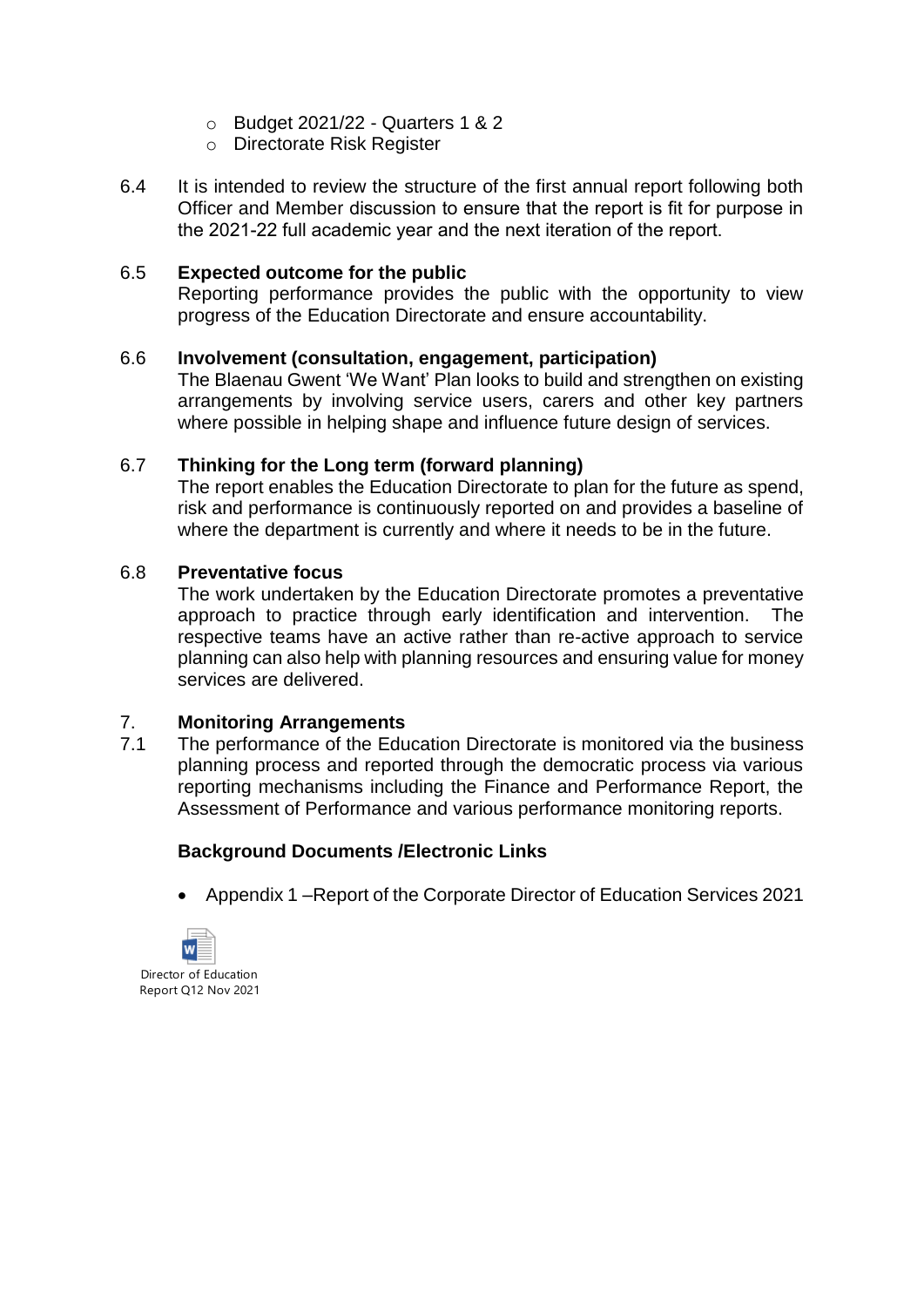- Budget 2021/22 - Quarters 1 & 2
  - Directorate Risk Register

6.4 It is intended to review the structure of the first annual report following both Officer and Member discussion to ensure that the report is fit for purpose in the 2021-22 full academic year and the next iteration of the report.

6.5 **Expected outcome for the public**
Reporting performance provides the public with the opportunity to view progress of the Education Directorate and ensure accountability.

6.6 **Involvement (consultation, engagement, participation)**
The Blaenau Gwent 'We Want' Plan looks to build and strengthen on existing arrangements by involving service users, carers and other key partners where possible in helping shape and influence future design of services.

6.7 **Thinking for the Long term (forward planning)**
The report enables the Education Directorate to plan for the future as spend, risk and performance is continuously reported on and provides a baseline of where the department is currently and where it needs to be in the future.

6.8 **Preventative focus**
The work undertaken by the Education Directorate promotes a preventative approach to practice through early identification and intervention. The respective teams have an active rather than re-active approach to service planning can also help with planning resources and ensuring value for money services are delivered.

## 7. Monitoring Arrangements

7.1 The performance of the Education Directorate is monitored via the business planning process and reported through the democratic process via various reporting mechanisms including the Finance and Performance Report, the Assessment of Performance and various performance monitoring reports.

**Background Documents /Electronic Links**

- Appendix 1 –Report of the Corporate Director of Education Services 2021

Director of Education Report Q12 Nov 2021